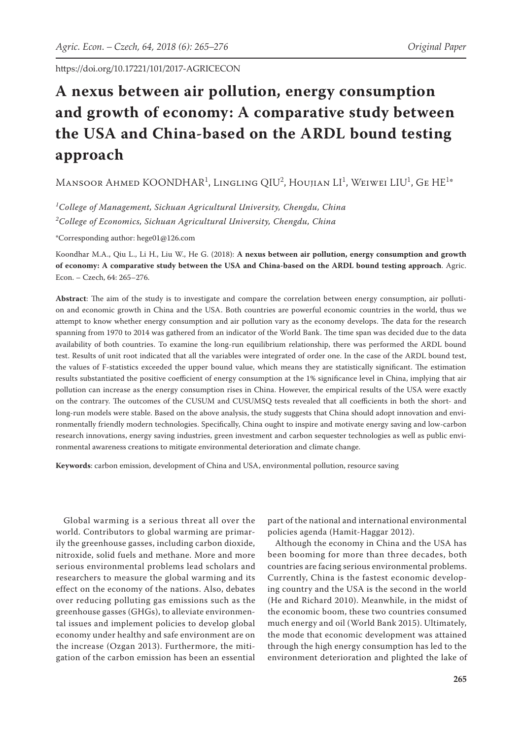https://doi.org/10.17221/101/2017-AGRICECON

# A nexus between air pollution, energy consumption and growth of economy: A comparative study between the USA and China-based on the ARDL bound testing approach

Mansoor Ahmed KOONDHAR[1], Lingling QIU[2], Houjian LI[1], Weiwei LIU[1], Ge HE[1*]

*[1]College of Management, Sichuan Agricultural University, Chengdu, China*

*[2]College of Economics, Sichuan Agricultural University, Chengdu, China*

*Corresponding author: hege01@126.com

Koondhar M.A., Qiu L., Li H., Liu W., He G. (2018): **A nexus between air pollution, energy consumption and growth of economy: A comparative study between the USA and China-based on the ARDL bound testing approach**. Agric. Econ. – Czech, 64: 265–276.

**Abstract**: The aim of the study is to investigate and compare the correlation between energy consumption, air pollution and economic growth in China and the USA. Both countries are powerful economic countries in the world, thus we attempt to know whether energy consumption and air pollution vary as the economy develops. The data for the research spanning from 1970 to 2014 was gathered from an indicator of the World Bank. The time span was decided due to the data availability of both countries. To examine the long-run equilibrium relationship, there was performed the ARDL bound test. Results of unit root indicated that all the variables were integrated of order one. In the case of the ARDL bound test, the values of F-statistics exceeded the upper bound value, which means they are statistically significant. The estimation results substantiated the positive coefficient of energy consumption at the 1% significance level in China, implying that air pollution can increase as the energy consumption rises in China. However, the empirical results of the USA were exactly on the contrary. The outcomes of the CUSUM and CUSUMSQ tests revealed that all coefficients in both the short- and long-run models were stable. Based on the above analysis, the study suggests that China should adopt innovation and environmentally friendly modern technologies. Specifically, China ought to inspire and motivate energy saving and low-carbon research innovations, energy saving industries, green investment and carbon sequester technologies as well as public environmental awareness creations to mitigate environmental deterioration and climate change.

**Keywords**: carbon emission, development of China and USA, environmental pollution, resource saving

Global warming is a serious threat all over the world. Contributors to global warming are primarily the greenhouse gasses, including carbon dioxide, nitroxide, solid fuels and methane. More and more serious environmental problems lead scholars and researchers to measure the global warming and its effect on the economy of the nations. Also, debates over reducing polluting gas emissions such as the greenhouse gasses (GHGs), to alleviate environmental issues and implement policies to develop global economy under healthy and safe environment are on the increase (Ozgan 2013). Furthermore, the mitigation of the carbon emission has been an essential part of the national and international environmental policies agenda (Hamit-Haggar 2012).

Although the economy in China and the USA has been booming for more than three decades, both countries are facing serious environmental problems. Currently, China is the fastest economic developing country and the USA is the second in the world (He and Richard 2010). Meanwhile, in the midst of the economic boom, these two countries consumed much energy and oil (World Bank 2015). Ultimately, the mode that economic development was attained through the high energy consumption has led to the environment deterioration and plighted the lake of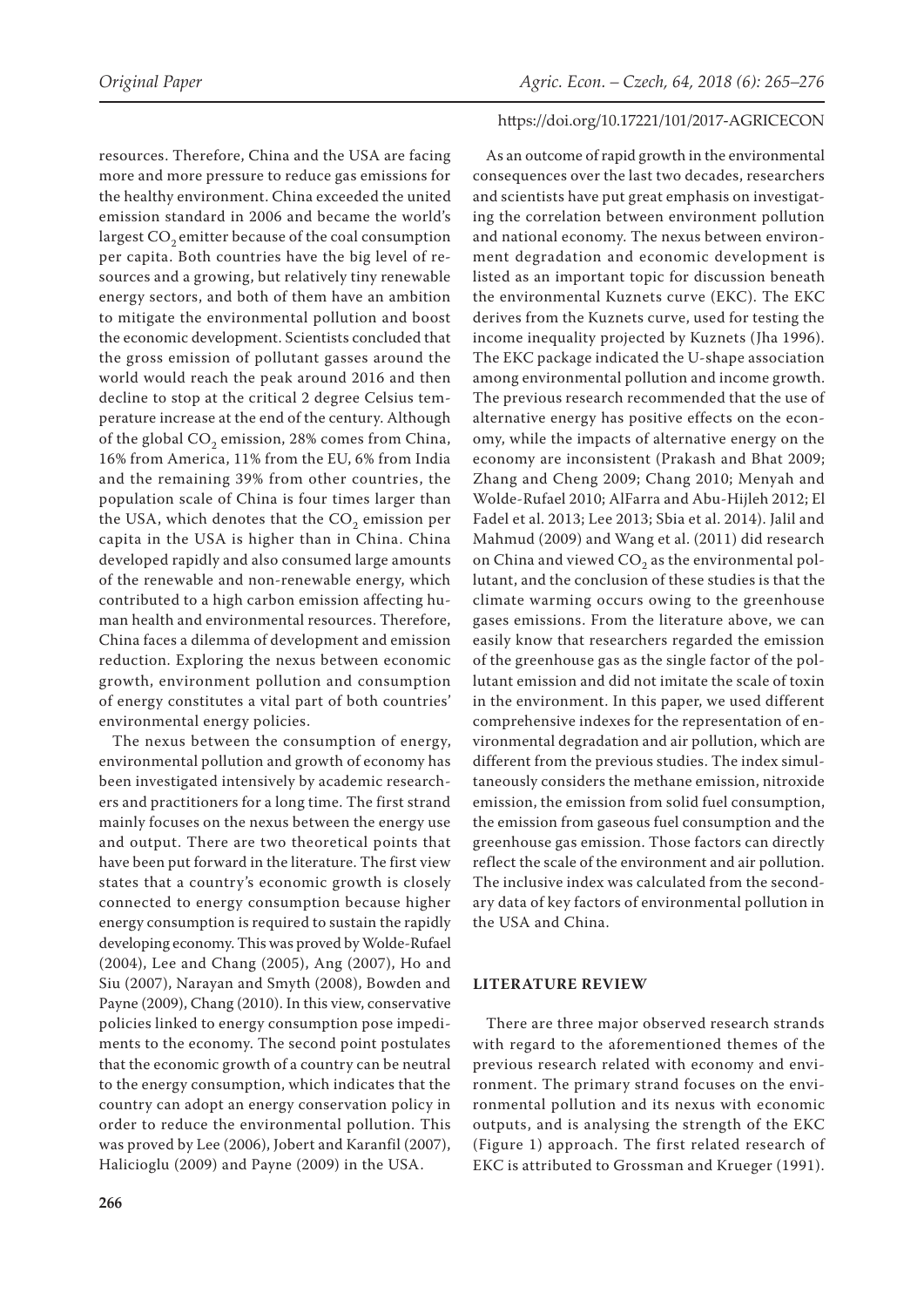resources. Therefore, China and the USA are facing more and more pressure to reduce gas emissions for the healthy environment. China exceeded the united emission standard in 2006 and became the world's largest $CO_2$ emitter because of the coal consumption per capita. Both countries have the big level of resources and a growing, but relatively tiny renewable energy sectors, and both of them have an ambition to mitigate the environmental pollution and boost the economic development. Scientists concluded that the gross emission of pollutant gasses around the world would reach the peak around 2016 and then decline to stop at the critical 2 degree Celsius temperature increase at the end of the century. Although of the global $CO_2$ emission, 28% comes from China, 16% from America, 11% from the EU, 6% from India and the remaining 39% from other countries, the population scale of China is four times larger than the USA, which denotes that the $CO_2$ emission per capita in the USA is higher than in China. China developed rapidly and also consumed large amounts of the renewable and non-renewable energy, which contributed to a high carbon emission affecting human health and environmental resources. Therefore, China faces a dilemma of development and emission reduction. Exploring the nexus between economic growth, environment pollution and consumption of energy constitutes a vital part of both countries' environmental energy policies.

The nexus between the consumption of energy, environmental pollution and growth of economy has been investigated intensively by academic researchers and practitioners for a long time. The first strand mainly focuses on the nexus between the energy use and output. There are two theoretical points that have been put forward in the literature. The first view states that a country's economic growth is closely connected to energy consumption because higher energy consumption is required to sustain the rapidly developing economy. This was proved by Wolde-Rufael (2004), Lee and Chang (2005), Ang (2007), Ho and Siu (2007), Narayan and Smyth (2008), Bowden and Payne (2009), Chang (2010). In this view, conservative policies linked to energy consumption pose impediments to the economy. The second point postulates that the economic growth of a country can be neutral to the energy consumption, which indicates that the country can adopt an energy conservation policy in order to reduce the environmental pollution. This was proved by Lee (2006), Jobert and Karanfil (2007), Halicioglu (2009) and Payne (2009) in the USA.

As an outcome of rapid growth in the environmental consequences over the last two decades, researchers and scientists have put great emphasis on investigating the correlation between environment pollution and national economy. The nexus between environment degradation and economic development is listed as an important topic for discussion beneath the environmental Kuznets curve (EKC). The EKC derives from the Kuznets curve, used for testing the income inequality projected by Kuznets (Jha 1996). The EKC package indicated the U-shape association among environmental pollution and income growth. The previous research recommended that the use of alternative energy has positive effects on the economy, while the impacts of alternative energy on the economy are inconsistent (Prakash and Bhat 2009; Zhang and Cheng 2009; Chang 2010; Menyah and Wolde-Rufael 2010; AlFarra and Abu-Hijleh 2012; El Fadel et al. 2013; Lee 2013; Sbia et al. 2014). Jalil and Mahmud (2009) and Wang et al. (2011) did research on China and viewed $CO_2$ as the environmental pollutant, and the conclusion of these studies is that the climate warming occurs owing to the greenhouse gases emissions. From the literature above, we can easily know that researchers regarded the emission of the greenhouse gas as the single factor of the pollutant emission and did not imitate the scale of toxin in the environment. In this paper, we used different comprehensive indexes for the representation of environmental degradation and air pollution, which are different from the previous studies. The index simultaneously considers the methane emission, nitroxide emission, the emission from solid fuel consumption, the emission from gaseous fuel consumption and the greenhouse gas emission. Those factors can directly reflect the scale of the environment and air pollution. The inclusive index was calculated from the secondary data of key factors of environmental pollution in the USA and China.

## LITERATURE REVIEW

There are three major observed research strands with regard to the aforementioned themes of the previous research related with economy and environment. The primary strand focuses on the environmental pollution and its nexus with economic outputs, and is analysing the strength of the EKC (Figure 1) approach. The first related research of EKC is attributed to Grossman and Krueger (1991).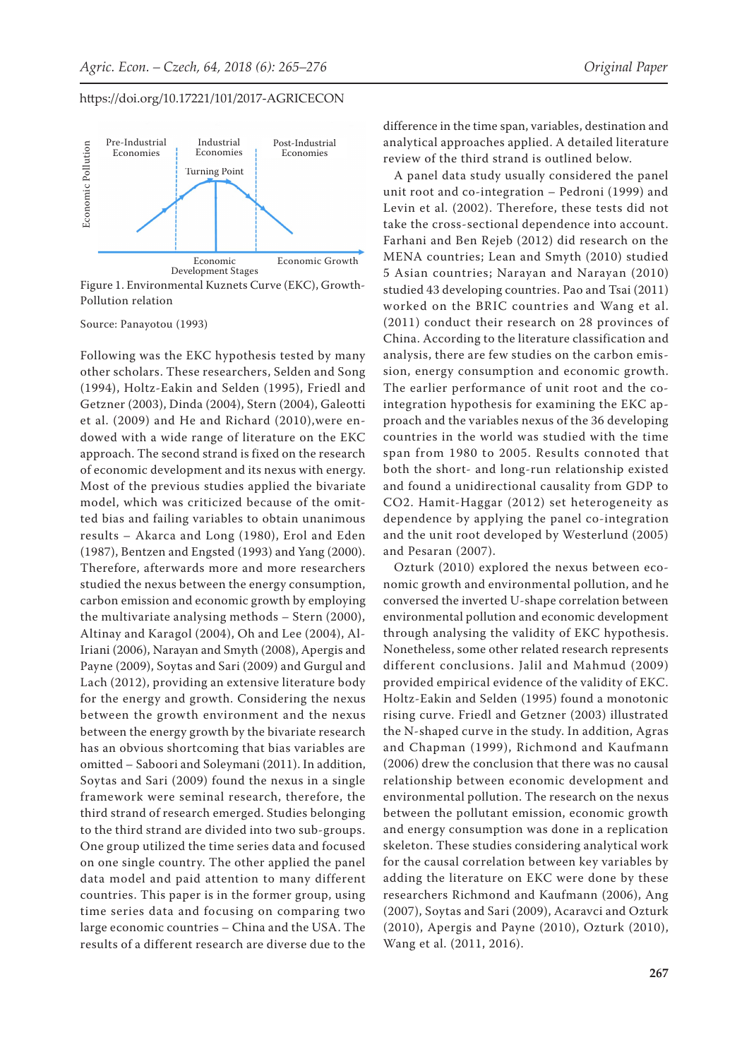Pre-Industrial Economies | Industrial Economies | Post-Industrial Economies

Turning Point

Economic Pollution

Economic Development Stages | Economic Growth

Figure 1. Environmental Kuznets Curve (EKC), Growth-Pollution relation

Source: Panayotou (1993)

Following was the EKC hypothesis tested by many other scholars. These researchers, Selden and Song (1994), Holtz-Eakin and Selden (1995), Friedl and Getzner (2003), Dinda (2004), Stern (2004), Galeotti et al. (2009) and He and Richard (2010),were endowed with a wide range of literature on the EKC approach. The second strand is fixed on the research of economic development and its nexus with energy. Most of the previous studies applied the bivariate model, which was criticized because of the omitted bias and failing variables to obtain unanimous results – Akarca and Long (1980), Erol and Eden (1987), Bentzen and Engsted (1993) and Yang (2000). Therefore, afterwards more and more researchers studied the nexus between the energy consumption, carbon emission and economic growth by employing the multivariate analysing methods – Stern (2000), Altinay and Karagol (2004), Oh and Lee (2004), Al-Iriani (2006), Narayan and Smyth (2008), Apergis and Payne (2009), Soytas and Sari (2009) and Gurgul and Lach (2012), providing an extensive literature body for the energy and growth. Considering the nexus between the growth environment and the nexus between the energy growth by the bivariate research has an obvious shortcoming that bias variables are omitted – Saboori and Soleymani (2011). In addition, Soytas and Sari (2009) found the nexus in a single framework were seminal research, therefore, the third strand of research emerged. Studies belonging to the third strand are divided into two sub-groups. One group utilized the time series data and focused on one single country. The other applied the panel data model and paid attention to many different countries. This paper is in the former group, using time series data and focusing on comparing two large economic countries – China and the USA. The results of a different research are diverse due to the difference in the time span, variables, destination and analytical approaches applied. A detailed literature review of the third strand is outlined below.

A panel data study usually considered the panel unit root and co-integration – Pedroni (1999) and Levin et al. (2002). Therefore, these tests did not take the cross-sectional dependence into account. Farhani and Ben Rejeb (2012) did research on the MENA countries; Lean and Smyth (2010) studied 5 Asian countries; Narayan and Narayan (2010) studied 43 developing countries. Pao and Tsai (2011) worked on the BRIC countries and Wang et al. (2011) conduct their research on 28 provinces of China. According to the literature classification and analysis, there are few studies on the carbon emission, energy consumption and economic growth. The earlier performance of unit root and the co-integration hypothesis for examining the EKC approach and the variables nexus of the 36 developing countries in the world was studied with the time span from 1980 to 2005. Results connoted that both the short- and long-run relationship existed and found a unidirectional causality from GDP to CO2. Hamit-Haggar (2012) set heterogeneity as dependence by applying the panel co-integration and the unit root developed by Westerlund (2005) and Pesaran (2007).

Ozturk (2010) explored the nexus between economic growth and environmental pollution, and he conversed the inverted U-shape correlation between environmental pollution and economic development through analysing the validity of EKC hypothesis. Nonetheless, some other related research represents different conclusions. Jalil and Mahmud (2009) provided empirical evidence of the validity of EKC. Holtz-Eakin and Selden (1995) found a monotonic rising curve. Friedl and Getzner (2003) illustrated the N-shaped curve in the study. In addition, Agras and Chapman (1999), Richmond and Kaufmann (2006) drew the conclusion that there was no causal relationship between economic development and environmental pollution. The research on the nexus between the pollutant emission, economic growth and energy consumption was done in a replication skeleton. These studies considering analytical work for the causal correlation between key variables by adding the literature on EKC were done by these researchers Richmond and Kaufmann (2006), Ang (2007), Soytas and Sari (2009), Acaravci and Ozturk (2010), Apergis and Payne (2010), Ozturk (2010), Wang et al. (2011, 2016).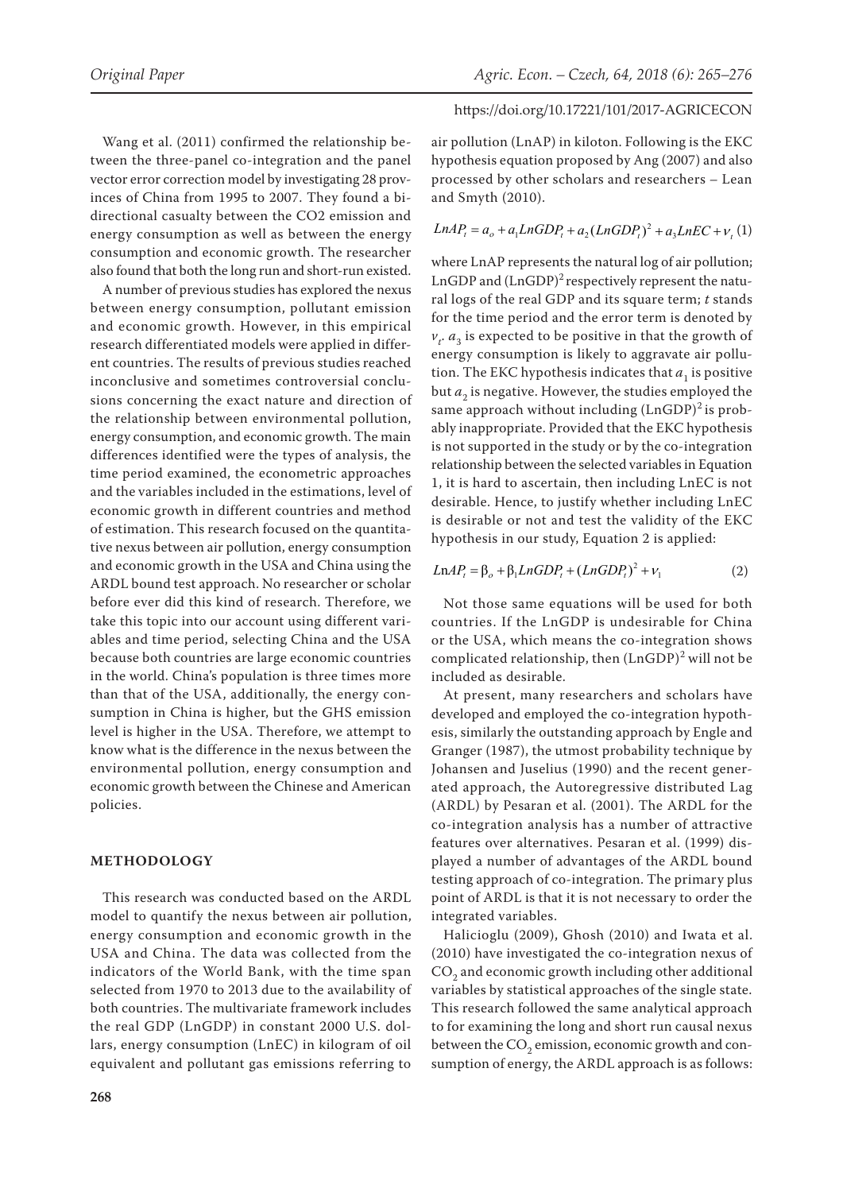Wang et al. (2011) confirmed the relationship between the three-panel co-integration and the panel vector error correction model by investigating 28 provinces of China from 1995 to 2007. They found a bi-directional casualty between the CO2 emission and energy consumption as well as between the energy consumption and economic growth. The researcher also found that both the long run and short-run existed.

A number of previous studies has explored the nexus between energy consumption, pollutant emission and economic growth. However, in this empirical research differentiated models were applied in different countries. The results of previous studies reached inconclusive and sometimes controversial conclusions concerning the exact nature and direction of the relationship between environmental pollution, energy consumption, and economic growth. The main differences identified were the types of analysis, the time period examined, the econometric approaches and the variables included in the estimations, level of economic growth in different countries and method of estimation. This research focused on the quantitative nexus between air pollution, energy consumption and economic growth in the USA and China using the ARDL bound test approach. No researcher or scholar before ever did this kind of research. Therefore, we take this topic into our account using different variables and time period, selecting China and the USA because both countries are large economic countries in the world. China's population is three times more than that of the USA, additionally, the energy consumption in China is higher, but the GHS emission level is higher in the USA. Therefore, we attempt to know what is the difference in the nexus between the environmental pollution, energy consumption and economic growth between the Chinese and American policies.

## METHODOLOGY

This research was conducted based on the ARDL model to quantify the nexus between air pollution, energy consumption and economic growth in the USA and China. The data was collected from the indicators of the World Bank, with the time span selected from 1970 to 2013 due to the availability of both countries. The multivariate framework includes the real GDP (LnGDP) in constant 2000 U.S. dollars, energy consumption (LnEC) in kilogram of oil equivalent and pollutant gas emissions referring to air pollution (LnAP) in kiloton. Following is the EKC hypothesis equation proposed by Ang (2007) and also processed by other scholars and researchers – Lean and Smyth (2010).

$$LnAP_t = a_o + a_1 LnGDP_t + a_2 (LnGDP_t)^2 + a_3 LnEC + \nu_t \quad (1)$$

where LnAP represents the natural log of air pollution; LnGDP and $(\text{LnGDP})^2$ respectively represent the natural logs of the real GDP and its square term; $t$ stands for the time period and the error term is denoted by $\nu_t$. $a_3$ is expected to be positive in that the growth of energy consumption is likely to aggravate air pollution. The EKC hypothesis indicates that $a_1$ is positive but $a_2$ is negative. However, the studies employed the same approach without including $(\text{LnGDP})^2$ is probably inappropriate. Provided that the EKC hypothesis is not supported in the study or by the co-integration relationship between the selected variables in Equation 1, it is hard to ascertain, then including LnEC is not desirable. Hence, to justify whether including LnEC is desirable or not and test the validity of the EKC hypothesis in our study, Equation 2 is applied:

$$LnAP_t = \beta_o + \beta_1 LnGDP_t + (LnGDP_t)^2 + \nu_1 \quad (2)$$

Not those same equations will be used for both countries. If the LnGDP is undesirable for China or the USA, which means the co-integration shows complicated relationship, then $(\text{LnGDP})^2$ will not be included as desirable.

At present, many researchers and scholars have developed and employed the co-integration hypothesis, similarly the outstanding approach by Engle and Granger (1987), the utmost probability technique by Johansen and Juselius (1990) and the recent generated approach, the Autoregressive distributed Lag (ARDL) by Pesaran et al. (2001). The ARDL for the co-integration analysis has a number of attractive features over alternatives. Pesaran et al. (1999) displayed a number of advantages of the ARDL bound testing approach of co-integration. The primary plus point of ARDL is that it is not necessary to order the integrated variables.

Halicioglu (2009), Ghosh (2010) and Iwata et al. (2010) have investigated the co-integration nexus of $CO_2$ and economic growth including other additional variables by statistical approaches of the single state. This research followed the same analytical approach to for examining the long and short run causal nexus between the $CO_2$ emission, economic growth and consumption of energy, the ARDL approach is as follows: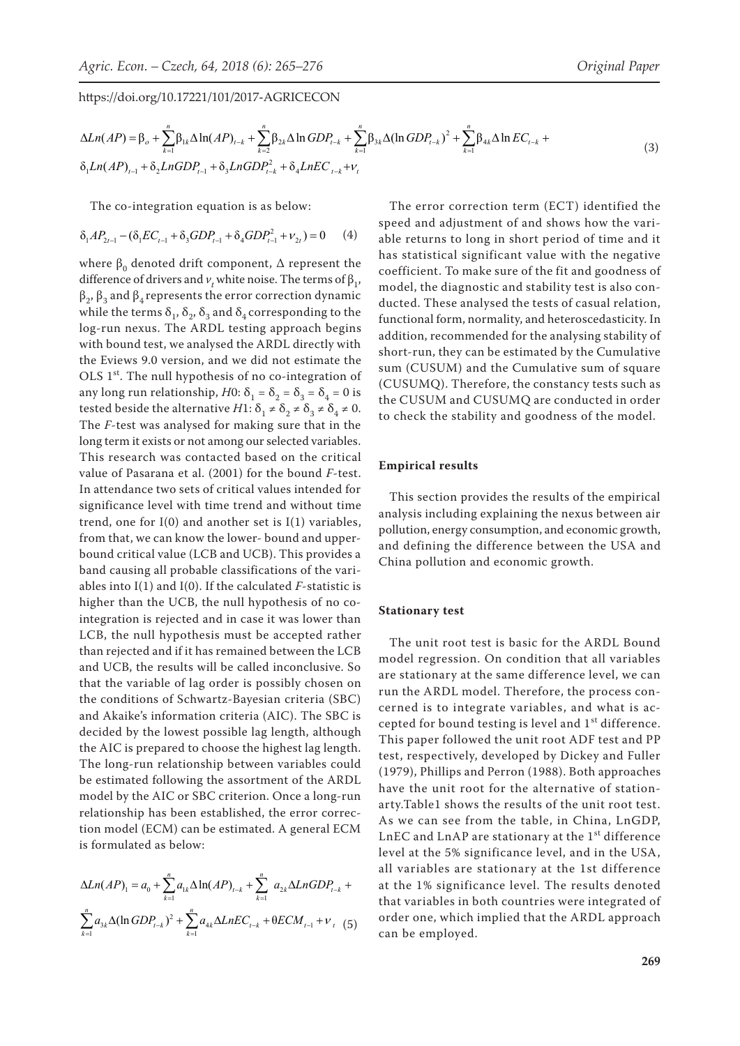$$\Delta Ln(AP) = \beta_o + \sum_{k=1}^{n} \beta_{1k} \Delta \ln(AP)_{t-k} + \sum_{k=2}^{n} \beta_{2k} \Delta \ln GDP_{t-k} + \sum_{k=1}^{n} \beta_{3k} \Delta (\ln GDP_{t-k})^2 + \sum_{k=1}^{n} \beta_{4k} \Delta \ln EC_{t-k} +$$
$$\delta_1 Ln(AP)_{t-1} + \delta_2 LnGDP_{t-1} + \delta_3 LnGDP_{t-k}^2 + \delta_4 LnEC_{t-k} + \nu_t \quad (3)$$

The co-integration equation is as below:

$$\delta_1 AP_{2t-1} - (\delta_1 EC_{t-1} + \delta_3 GDP_{t-1} + \delta_4 GDP_{t-1}^2 + \nu_{2t}) = 0 \quad (4)$$

where $\beta_0$ denoted drift component, $\Delta$ represent the difference of drivers and $\nu_t$ white noise. The terms of $\beta_1$, $\beta_2$, $\beta_3$ and $\beta_4$ represents the error correction dynamic while the terms $\delta_1$, $\delta_2$, $\delta_3$ and $\delta_4$ corresponding to the log-run nexus. The ARDL testing approach begins with bound test, we analysed the ARDL directly with the Eviews 9.0 version, and we did not estimate the OLS 1st. The null hypothesis of no co-integration of any long run relationship, $H0$: $\delta_1 = \delta_2 = \delta_3 = \delta_4 = 0$ is tested beside the alternative $H1$: $\delta_1 \neq \delta_2 \neq \delta_3 \neq \delta_4 \neq 0$. The $F$-test was analysed for making sure that in the long term it exists or not among our selected variables. This research was contacted based on the critical value of Pasarana et al. (2001) for the bound $F$-test. In attendance two sets of critical values intended for significance level with time trend and without time trend, one for I(0) and another set is I(1) variables, from that, we can know the lower- bound and upper-bound critical value (LCB and UCB). This provides a band causing all probable classifications of the variables into I(1) and I(0). If the calculated $F$-statistic is higher than the UCB, the null hypothesis of no co-integration is rejected and in case it was lower than LCB, the null hypothesis must be accepted rather than rejected and if it has remained between the LCB and UCB, the results will be called inconclusive. So that the variable of lag order is possibly chosen on the conditions of Schwartz-Bayesian criteria (SBC) and Akaike's information criteria (AIC). The SBC is decided by the lowest possible lag length, although the AIC is prepared to choose the highest lag length. The long-run relationship between variables could be estimated following the assortment of the ARDL model by the AIC or SBC criterion. Once a long-run relationship has been established, the error correction model (ECM) can be estimated. A general ECM is formulated as below:

$$\Delta Ln(AP)_1 = a_0 + \sum_{k=1}^{n} a_{1k} \Delta \ln(AP)_{t-k} + \sum_{k=1}^{n} a_{2k} \Delta LnGDP_{t-k} +$$
$$\sum_{k=1}^{n} a_{3k} \Delta (\ln GDP_{t-k})^2 + \sum_{k=1}^{n} a_{4k} \Delta LnEC_{t-k} + \theta ECM_{t-1} + \nu_t \quad (5)$$

The error correction term (ECT) identified the speed and adjustment of and shows how the variable returns to long in short period of time and it has statistical significant value with the negative coefficient. To make sure of the fit and goodness of model, the diagnostic and stability test is also conducted. These analysed the tests of casual relation, functional form, normality, and heteroscedasticity. In addition, recommended for the analysing stability of short-run, they can be estimated by the Cumulative sum (CUSUM) and the Cumulative sum of square (CUSUMQ). Therefore, the constancy tests such as the CUSUM and CUSUMQ are conducted in order to check the stability and goodness of the model.

## Empirical results

This section provides the results of the empirical analysis including explaining the nexus between air pollution, energy consumption, and economic growth, and defining the difference between the USA and China pollution and economic growth.

### Stationary test

The unit root test is basic for the ARDL Bound model regression. On condition that all variables are stationary at the same difference level, we can run the ARDL model. Therefore, the process concerned is to integrate variables, and what is accepted for bound testing is level and 1st difference. This paper followed the unit root ADF test and PP test, respectively, developed by Dickey and Fuller (1979), Phillips and Perron (1988). Both approaches have the unit root for the alternative of stationarty.Table1 shows the results of the unit root test. As we can see from the table, in China, LnGDP, LnEC and LnAP are stationary at the 1st difference level at the 5% significance level, and in the USA, all variables are stationary at the 1st difference at the 1% significance level. The results denoted that variables in both countries were integrated of order one, which implied that the ARDL approach can be employed.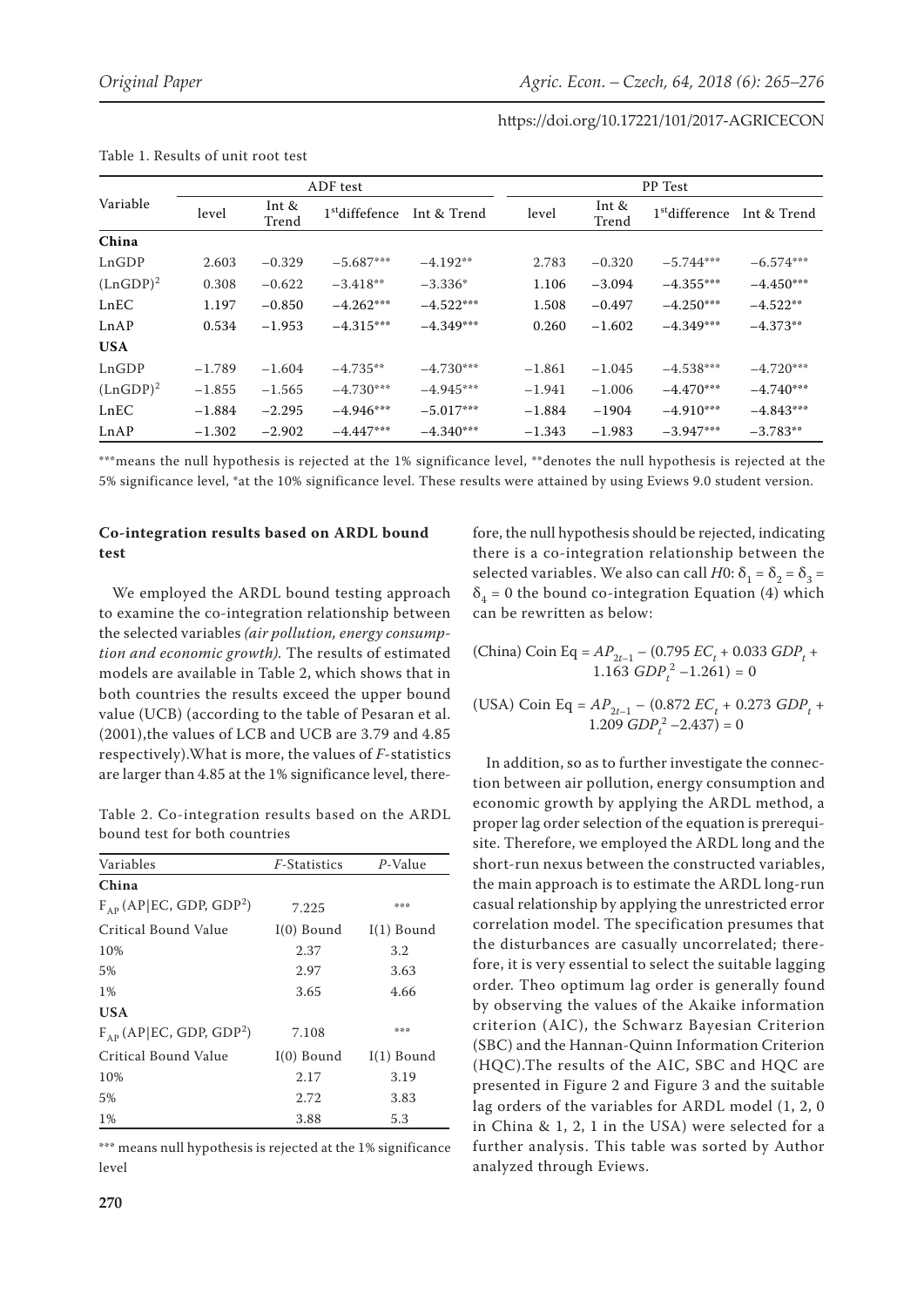Table 1. Results of unit root test

| Variable | ADF test | | | | PP Test | | | |
|---|---|---|---|---|---|---|---|---|
| | level | Int & Trend | 1st diffefence | Int & Trend | level | Int & Trend | 1st difference | Int & Trend |
| **China** | | | | | | | | |
| LnGDP | 2.603 | −0.329 | −5.687*** | −4.192** | 2.783 | −0.320 | −5.744*** | −6.574*** |
| $(\text{LnGDP})^2$ | 0.308 | −0.622 | −3.418** | −3.336* | 1.106 | −3.094 | −4.355*** | −4.450*** |
| LnEC | 1.197 | −0.850 | −4.262*** | −4.522*** | 1.508 | −0.497 | −4.250*** | −4.522** |
| LnAP | 0.534 | −1.953 | −4.315*** | −4.349*** | 0.260 | −1.602 | −4.349*** | −4.373** |
| **USA** | | | | | | | | |
| LnGDP | −1.789 | −1.604 | −4.735** | −4.730*** | −1.861 | −1.045 | −4.538*** | −4.720*** |
| $(\text{LnGDP})^2$ | −1.855 | −1.565 | −4.730*** | −4.945*** | −1.941 | −1.006 | −4.470*** | −4.740*** |
| LnEC | −1.884 | −2.295 | −4.946*** | −5.017*** | −1.884 | −1904 | −4.910*** | −4.843*** |
| LnAP | −1.302 | −2.902 | −4.447*** | −4.340*** | −1.343 | −1.983 | −3.947*** | −3.783** |

***means the null hypothesis is rejected at the 1% significance level, **denotes the null hypothesis is rejected at the 5% significance level, *at the 10% significance level. These results were attained by using Eviews 9.0 student version.

### Co-integration results based on ARDL bound test

We employed the ARDL bound testing approach to examine the co-integration relationship between the selected variables *(air pollution, energy consumption and economic growth).* The results of estimated models are available in Table 2, which shows that in both countries the results exceed the upper bound value (UCB) (according to the table of Pesaran et al. (2001),the values of LCB and UCB are 3.79 and 4.85 respectively).What is more, the values of *F*-statistics are larger than 4.85 at the 1% significance level, therefore, the null hypothesis should be rejected, indicating there is a co-integration relationship between the selected variables. We also can call $H0$: $\delta_1 = \delta_2 = \delta_3 = \delta_4 = 0$ the bound co-integration Equation (4) which can be rewritten as below:

Table 2. Co-integration results based on the ARDL bound test for both countries

| Variables | *F*-Statistics | *P*-Value |
|---|---|---|
| **China** | | |
| $F_{AP}$ (AP\|EC, GDP, $GDP^2$) | 7.225 | *** |
| Critical Bound Value | I(0) Bound | I(1) Bound |
| 10% | 2.37 | 3.2 |
| 5% | 2.97 | 3.63 |
| 1% | 3.65 | 4.66 |
| **USA** | | |
| $F_{AP}$ (AP\|EC, GDP, $GDP^2$) | 7.108 | *** |
| Critical Bound Value | I(0) Bound | I(1) Bound |
| 10% | 2.17 | 3.19 |
| 5% | 2.72 | 3.83 |
| 1% | 3.88 | 5.3 |

*** means null hypothesis is rejected at the 1% significance level

$$\text{(China) Coin Eq} = AP_{2t-1} - (0.795\,EC_t + 0.033\,GDP_t + 1.163\,GDP_t^2 - 1.261) = 0$$

$$\text{(USA) Coin Eq} = AP_{2t-1} - (0.872\,EC_t + 0.273\,GDP_t + 1.209\,GDP_t^2 - 2.437) = 0$$

In addition, so as to further investigate the connection between air pollution, energy consumption and economic growth by applying the ARDL method, a proper lag order selection of the equation is prerequisite. Therefore, we employed the ARDL long and the short-run nexus between the constructed variables, the main approach is to estimate the ARDL long-run casual relationship by applying the unrestricted error correlation model. The specification presumes that the disturbances are casually uncorrelated; therefore, it is very essential to select the suitable lagging order. Theo optimum lag order is generally found by observing the values of the Akaike information criterion (AIC), the Schwarz Bayesian Criterion (SBC) and the Hannan-Quinn Information Criterion (HQC).The results of the AIC, SBC and HQC are presented in Figure 2 and Figure 3 and the suitable lag orders of the variables for ARDL model (1, 2, 0 in China & 1, 2, 1 in the USA) were selected for a further analysis. This table was sorted by Author analyzed through Eviews.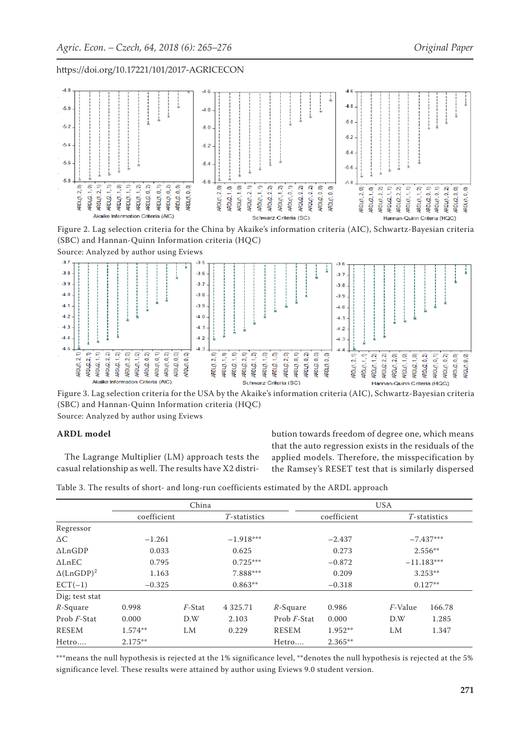Figure 2. Lag selection criteria for the China by Akaike's information criteria (AIC), Schwartz-Bayesian criteria (SBC) and Hannan-Quinn Information criteria (HQC)

Source: Analyzed by author using Eviews

Figure 3. Lag selection criteria for the USA by the Akaike's information criteria (AIC), Schwartz-Bayesian criteria (SBC) and Hannan-Quinn Information criteria (HQC)

Source: Analyzed by author using Eviews

**ARDL model**

The Lagrange Multiplier (LM) approach tests the casual relationship as well. The results have X2 distribution towards freedom of degree one, which means that the auto regression exists in the residuals of the applied models. Therefore, the misspecification by the Ramsey's RESET test that is similarly dispersed

Table 3. The results of short- and long-run coefficients estimated by the ARDL approach

| | China | | | | USA | | | |
|---|---|---|---|---|---|---|---|---|
| | coefficient | | T-statistics | | coefficient | | T-statistics | |
| Regressor | | | | | | | | |
| ΔC | −1.261 | | −1.918*** | | −2.437 | | −7.437*** | |
| ΔLnGDP | 0.033 | | 0.625 | | 0.273 | | 2.556** | |
| ΔLnEC | 0.795 | | 0.725*** | | −0.872 | | −11.183*** | |
| $\Delta(\text{LnGDP})^2$ | 1.163 | | 7.888*** | | 0.209 | | 3.253** | |
| ECT(−1) | −0.325 | | 0.863** | | −0.318 | | 0.127** | |
| Dig; test stat | | | | | | | | |
| R-Square | 0.998 | F-Stat | 4 325.71 | R-Square | 0.986 | F-Value | 166.78 | |
| Prob F-Stat | 0.000 | D.W | 2.103 | Prob F-Stat | 0.000 | D.W | 1.285 | |
| RESEM | 1.574** | LM | 0.229 | RESEM | 1.952** | LM | 1.347 | |
| Hetro.... | 2.175** | | | Hetro.... | 2.365** | | | |

***means the null hypothesis is rejected at the 1% significance level, **denotes the null hypothesis is rejected at the 5% significance level. These results were attained by author using Eviews 9.0 student version.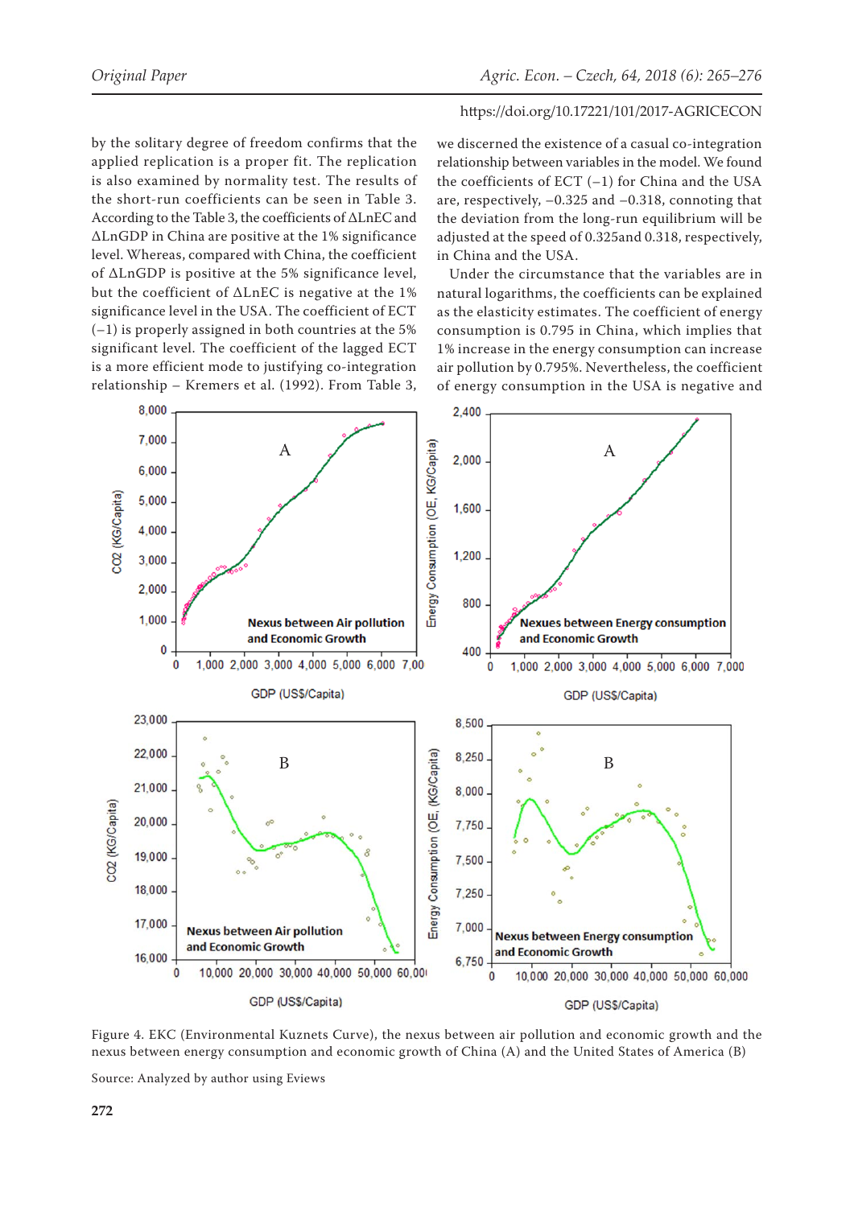by the solitary degree of freedom confirms that the applied replication is a proper fit. The replication is also examined by normality test. The results of the short-run coefficients can be seen in Table 3. According to the Table 3, the coefficients of ΔLnEC and ΔLnGDP in China are positive at the 1% significance level. Whereas, compared with China, the coefficient of ΔLnGDP is positive at the 5% significance level, but the coefficient of ΔLnEC is negative at the 1% significance level in the USA. The coefficient of ECT (–1) is properly assigned in both countries at the 5% significant level. The coefficient of the lagged ECT is a more efficient mode to justifying co-integration relationship – Kremers et al. (1992). From Table 3, we discerned the existence of a casual co-integration relationship between variables in the model. We found the coefficients of ECT (–1) for China and the USA are, respectively, –0.325 and –0.318, connoting that the deviation from the long-run equilibrium will be adjusted at the speed of 0.325and 0.318, respectively, in China and the USA.

Under the circumstance that the variables are in natural logarithms, the coefficients can be explained as the elasticity estimates. The coefficient of energy consumption is 0.795 in China, which implies that 1% increase in the energy consumption can increase air pollution by 0.795%. Nevertheless, the coefficient of energy consumption in the USA is negative and

Figure 4. EKC (Environmental Kuznets Curve), the nexus between air pollution and economic growth and the nexus between energy consumption and economic growth of China (A) and the United States of America (B)

Source: Analyzed by author using Eviews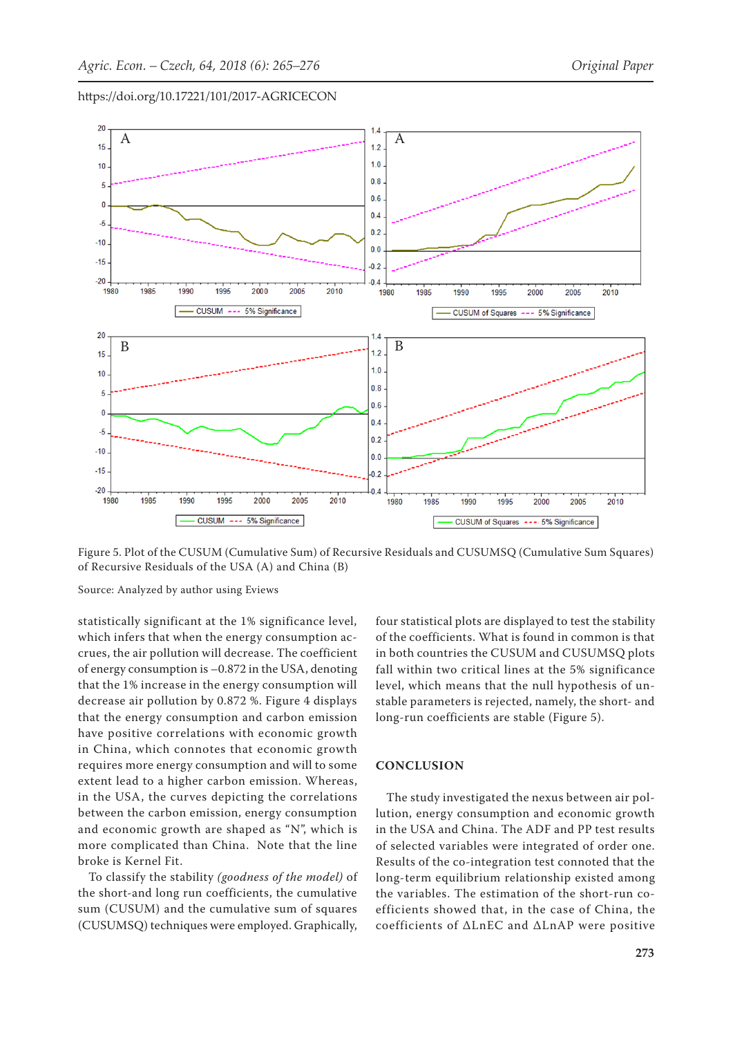Figure 5. Plot of the CUSUM (Cumulative Sum) of Recursive Residuals and CUSUMSQ (Cumulative Sum Squares) of Recursive Residuals of the USA (A) and China (B)

Source: Analyzed by author using Eviews

statistically significant at the 1% significance level, which infers that when the energy consumption accrues, the air pollution will decrease. The coefficient of energy consumption is –0.872 in the USA, denoting that the 1% increase in the energy consumption will decrease air pollution by 0.872 %. Figure 4 displays that the energy consumption and carbon emission have positive correlations with economic growth in China, which connotes that economic growth requires more energy consumption and will to some extent lead to a higher carbon emission. Whereas, in the USA, the curves depicting the correlations between the carbon emission, energy consumption and economic growth are shaped as "N", which is more complicated than China. Note that the line broke is Kernel Fit.

To classify the stability *(goodness of the model)* of the short-and long run coefficients, the cumulative sum (CUSUM) and the cumulative sum of squares (CUSUMSQ) techniques were employed. Graphically, four statistical plots are displayed to test the stability of the coefficients. What is found in common is that in both countries the CUSUM and CUSUMSQ plots fall within two critical lines at the 5% significance level, which means that the null hypothesis of unstable parameters is rejected, namely, the short- and long-run coefficients are stable (Figure 5).

## CONCLUSION

The study investigated the nexus between air pollution, energy consumption and economic growth in the USA and China. The ADF and PP test results of selected variables were integrated of order one. Results of the co-integration test connoted that the long-term equilibrium relationship existed among the variables. The estimation of the short-run coefficients showed that, in the case of China, the coefficients of $\Delta$LnEC and $\Delta$LnAP were positive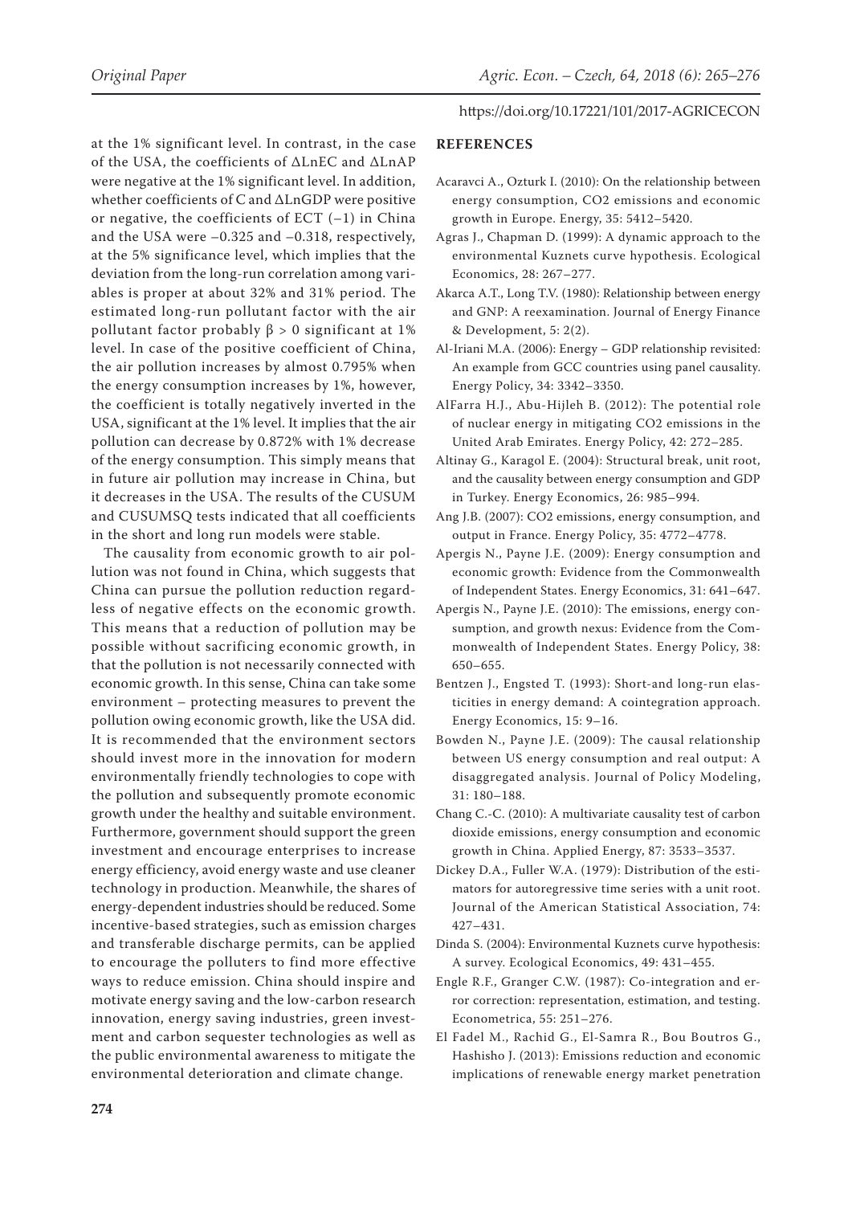at the 1% significant level. In contrast, in the case of the USA, the coefficients of ΔLnEC and ΔLnAP were negative at the 1% significant level. In addition, whether coefficients of C and ΔLnGDP were positive or negative, the coefficients of ECT (–1) in China and the USA were –0.325 and –0.318, respectively, at the 5% significance level, which implies that the deviation from the long-run correlation among variables is proper at about 32% and 31% period. The estimated long-run pollutant factor with the air pollutant factor probably $\beta > 0$ significant at 1% level. In case of the positive coefficient of China, the air pollution increases by almost 0.795% when the energy consumption increases by 1%, however, the coefficient is totally negatively inverted in the USA, significant at the 1% level. It implies that the air pollution can decrease by 0.872% with 1% decrease of the energy consumption. This simply means that in future air pollution may increase in China, but it decreases in the USA. The results of the CUSUM and CUSUMSQ tests indicated that all coefficients in the short and long run models were stable.

The causality from economic growth to air pollution was not found in China, which suggests that China can pursue the pollution reduction regardless of negative effects on the economic growth. This means that a reduction of pollution may be possible without sacrificing economic growth, in that the pollution is not necessarily connected with economic growth. In this sense, China can take some environment – protecting measures to prevent the pollution owing economic growth, like the USA did. It is recommended that the environment sectors should invest more in the innovation for modern environmentally friendly technologies to cope with the pollution and subsequently promote economic growth under the healthy and suitable environment. Furthermore, government should support the green investment and encourage enterprises to increase energy efficiency, avoid energy waste and use cleaner technology in production. Meanwhile, the shares of energy-dependent industries should be reduced. Some incentive-based strategies, such as emission charges and transferable discharge permits, can be applied to encourage the polluters to find more effective ways to reduce emission. China should inspire and motivate energy saving and the low-carbon research innovation, energy saving industries, green investment and carbon sequester technologies as well as the public environmental awareness to mitigate the environmental deterioration and climate change.

## REFERENCES

Acaravci A., Ozturk I. (2010): On the relationship between energy consumption, CO2 emissions and economic growth in Europe. Energy, 35: 5412–5420.

Agras J., Chapman D. (1999): A dynamic approach to the environmental Kuznets curve hypothesis. Ecological Economics, 28: 267–277.

Akarca A.T., Long T.V. (1980): Relationship between energy and GNP: A reexamination. Journal of Energy Finance & Development, 5: 2(2).

Al-Iriani M.A. (2006): Energy – GDP relationship revisited: An example from GCC countries using panel causality. Energy Policy, 34: 3342–3350.

AlFarra H.J., Abu-Hijleh B. (2012): The potential role of nuclear energy in mitigating CO2 emissions in the United Arab Emirates. Energy Policy, 42: 272–285.

Altinay G., Karagol E. (2004): Structural break, unit root, and the causality between energy consumption and GDP in Turkey. Energy Economics, 26: 985–994.

Ang J.B. (2007): CO2 emissions, energy consumption, and output in France. Energy Policy, 35: 4772–4778.

Apergis N., Payne J.E. (2009): Energy consumption and economic growth: Evidence from the Commonwealth of Independent States. Energy Economics, 31: 641–647.

Apergis N., Payne J.E. (2010): The emissions, energy consumption, and growth nexus: Evidence from the Commonwealth of Independent States. Energy Policy, 38: 650–655.

Bentzen J., Engsted T. (1993): Short-and long-run elasticities in energy demand: A cointegration approach. Energy Economics, 15: 9–16.

Bowden N., Payne J.E. (2009): The causal relationship between US energy consumption and real output: A disaggregated analysis. Journal of Policy Modeling, 31: 180–188.

Chang C.-C. (2010): A multivariate causality test of carbon dioxide emissions, energy consumption and economic growth in China. Applied Energy, 87: 3533–3537.

Dickey D.A., Fuller W.A. (1979): Distribution of the estimators for autoregressive time series with a unit root. Journal of the American Statistical Association, 74: 427–431.

Dinda S. (2004): Environmental Kuznets curve hypothesis: A survey. Ecological Economics, 49: 431–455.

Engle R.F., Granger C.W. (1987): Co-integration and error correction: representation, estimation, and testing. Econometrica, 55: 251–276.

El Fadel M., Rachid G., El-Samra R., Bou Boutros G., Hashisho J. (2013): Emissions reduction and economic implications of renewable energy market penetration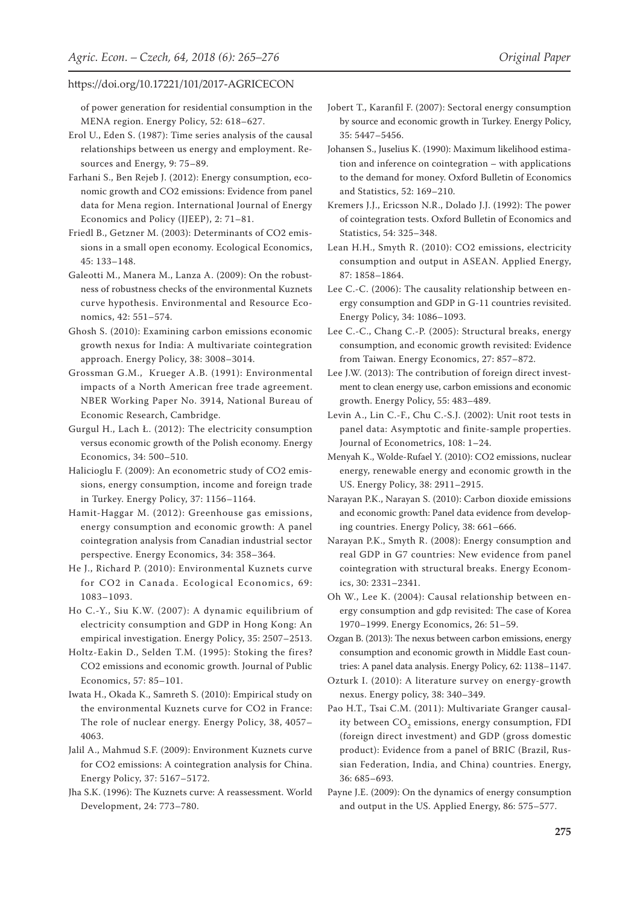of power generation for residential consumption in the MENA region. Energy Policy, 52: 618–627.

Erol U., Eden S. (1987): Time series analysis of the causal relationships between us energy and employment. Resources and Energy, 9: 75–89.

Farhani S., Ben Rejeb J. (2012): Energy consumption, economic growth and CO2 emissions: Evidence from panel data for Mena region. International Journal of Energy Economics and Policy (IJEEP), 2: 71–81.

Friedl B., Getzner M. (2003): Determinants of CO2 emissions in a small open economy. Ecological Economics, 45: 133–148.

Galeotti M., Manera M., Lanza A. (2009): On the robustness of robustness checks of the environmental Kuznets curve hypothesis. Environmental and Resource Economics, 42: 551–574.

Ghosh S. (2010): Examining carbon emissions economic growth nexus for India: A multivariate cointegration approach. Energy Policy, 38: 3008–3014.

Grossman G.M., Krueger A.B. (1991): Environmental impacts of a North American free trade agreement. NBER Working Paper No. 3914, National Bureau of Economic Research, Cambridge.

Gurgul H., Lach Ł. (2012): The electricity consumption versus economic growth of the Polish economy. Energy Economics, 34: 500–510.

Halicioglu F. (2009): An econometric study of CO2 emissions, energy consumption, income and foreign trade in Turkey. Energy Policy, 37: 1156–1164.

Hamit-Haggar M. (2012): Greenhouse gas emissions, energy consumption and economic growth: A panel cointegration analysis from Canadian industrial sector perspective. Energy Economics, 34: 358–364.

He J., Richard P. (2010): Environmental Kuznets curve for CO2 in Canada. Ecological Economics, 69: 1083–1093.

Ho C.-Y., Siu K.W. (2007): A dynamic equilibrium of electricity consumption and GDP in Hong Kong: An empirical investigation. Energy Policy, 35: 2507–2513.

Holtz-Eakin D., Selden T.M. (1995): Stoking the fires? CO2 emissions and economic growth. Journal of Public Economics, 57: 85–101.

Iwata H., Okada K., Samreth S. (2010): Empirical study on the environmental Kuznets curve for CO2 in France: The role of nuclear energy. Energy Policy, 38, 4057–4063.

Jalil A., Mahmud S.F. (2009): Environment Kuznets curve for CO2 emissions: A cointegration analysis for China. Energy Policy, 37: 5167–5172.

Jha S.K. (1996): The Kuznets curve: A reassessment. World Development, 24: 773–780.

Jobert T., Karanfil F. (2007): Sectoral energy consumption by source and economic growth in Turkey. Energy Policy, 35: 5447–5456.

Johansen S., Juselius K. (1990): Maximum likelihood estimation and inference on cointegration – with applications to the demand for money. Oxford Bulletin of Economics and Statistics, 52: 169–210.

Kremers J.J., Ericsson N.R., Dolado J.J. (1992): The power of cointegration tests. Oxford Bulletin of Economics and Statistics, 54: 325–348.

Lean H.H., Smyth R. (2010): CO2 emissions, electricity consumption and output in ASEAN. Applied Energy, 87: 1858–1864.

Lee C.-C. (2006): The causality relationship between energy consumption and GDP in G-11 countries revisited. Energy Policy, 34: 1086–1093.

Lee C.-C., Chang C.-P. (2005): Structural breaks, energy consumption, and economic growth revisited: Evidence from Taiwan. Energy Economics, 27: 857–872.

Lee J.W. (2013): The contribution of foreign direct investment to clean energy use, carbon emissions and economic growth. Energy Policy, 55: 483–489.

Levin A., Lin C.-F., Chu C.-S.J. (2002): Unit root tests in panel data: Asymptotic and finite-sample properties. Journal of Econometrics, 108: 1–24.

Menyah K., Wolde-Rufael Y. (2010): CO2 emissions, nuclear energy, renewable energy and economic growth in the US. Energy Policy, 38: 2911–2915.

Narayan P.K., Narayan S. (2010): Carbon dioxide emissions and economic growth: Panel data evidence from developing countries. Energy Policy, 38: 661–666.

Narayan P.K., Smyth R. (2008): Energy consumption and real GDP in G7 countries: New evidence from panel cointegration with structural breaks. Energy Economics, 30: 2331–2341.

Oh W., Lee K. (2004): Causal relationship between energy consumption and gdp revisited: The case of Korea 1970–1999. Energy Economics, 26: 51–59.

Ozgan B. (2013): The nexus between carbon emissions, energy consumption and economic growth in Middle East countries: A panel data analysis. Energy Policy, 62: 1138–1147.

Ozturk I. (2010): A literature survey on energy-growth nexus. Energy policy, 38: 340–349.

Pao H.T., Tsai C.M. (2011): Multivariate Granger causality between $CO_2$ emissions, energy consumption, FDI (foreign direct investment) and GDP (gross domestic product): Evidence from a panel of BRIC (Brazil, Russian Federation, India, and China) countries. Energy, 36: 685–693.

Payne J.E. (2009): On the dynamics of energy consumption and output in the US. Applied Energy, 86: 575–577.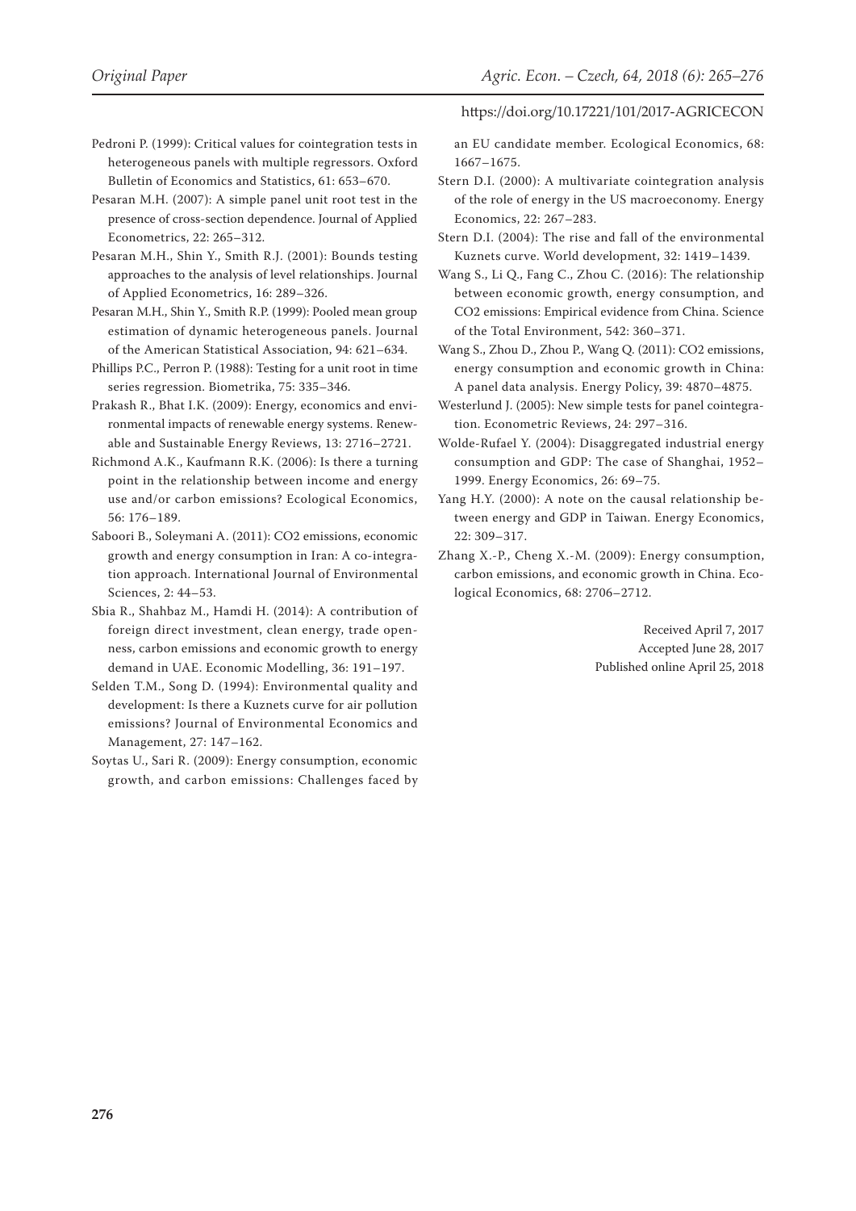Pedroni P. (1999): Critical values for cointegration tests in heterogeneous panels with multiple regressors. Oxford Bulletin of Economics and Statistics, 61: 653–670.

Pesaran M.H. (2007): A simple panel unit root test in the presence of cross-section dependence. Journal of Applied Econometrics, 22: 265–312.

Pesaran M.H., Shin Y., Smith R.J. (2001): Bounds testing approaches to the analysis of level relationships. Journal of Applied Econometrics, 16: 289–326.

Pesaran M.H., Shin Y., Smith R.P. (1999): Pooled mean group estimation of dynamic heterogeneous panels. Journal of the American Statistical Association, 94: 621–634.

Phillips P.C., Perron P. (1988): Testing for a unit root in time series regression. Biometrika, 75: 335–346.

Prakash R., Bhat I.K. (2009): Energy, economics and environmental impacts of renewable energy systems. Renewable and Sustainable Energy Reviews, 13: 2716–2721.

Richmond A.K., Kaufmann R.K. (2006): Is there a turning point in the relationship between income and energy use and/or carbon emissions? Ecological Economics, 56: 176–189.

Saboori B., Soleymani A. (2011): CO2 emissions, economic growth and energy consumption in Iran: A co-integration approach. International Journal of Environmental Sciences, 2: 44–53.

Sbia R., Shahbaz M., Hamdi H. (2014): A contribution of foreign direct investment, clean energy, trade openness, carbon emissions and economic growth to energy demand in UAE. Economic Modelling, 36: 191–197.

Selden T.M., Song D. (1994): Environmental quality and development: Is there a Kuznets curve for air pollution emissions? Journal of Environmental Economics and Management, 27: 147–162.

Soytas U., Sari R. (2009): Energy consumption, economic growth, and carbon emissions: Challenges faced by an EU candidate member. Ecological Economics, 68: 1667–1675.

Stern D.I. (2000): A multivariate cointegration analysis of the role of energy in the US macroeconomy. Energy Economics, 22: 267–283.

Stern D.I. (2004): The rise and fall of the environmental Kuznets curve. World development, 32: 1419–1439.

Wang S., Li Q., Fang C., Zhou C. (2016): The relationship between economic growth, energy consumption, and CO2 emissions: Empirical evidence from China. Science of the Total Environment, 542: 360–371.

Wang S., Zhou D., Zhou P., Wang Q. (2011): CO2 emissions, energy consumption and economic growth in China: A panel data analysis. Energy Policy, 39: 4870–4875.

Westerlund J. (2005): New simple tests for panel cointegration. Econometric Reviews, 24: 297–316.

Wolde-Rufael Y. (2004): Disaggregated industrial energy consumption and GDP: The case of Shanghai, 1952–1999. Energy Economics, 26: 69–75.

Yang H.Y. (2000): A note on the causal relationship between energy and GDP in Taiwan. Energy Economics, 22: 309–317.

Zhang X.-P., Cheng X.-M. (2009): Energy consumption, carbon emissions, and economic growth in China. Ecological Economics, 68: 2706–2712.

Received April 7, 2017
Accepted June 28, 2017
Published online April 25, 2018